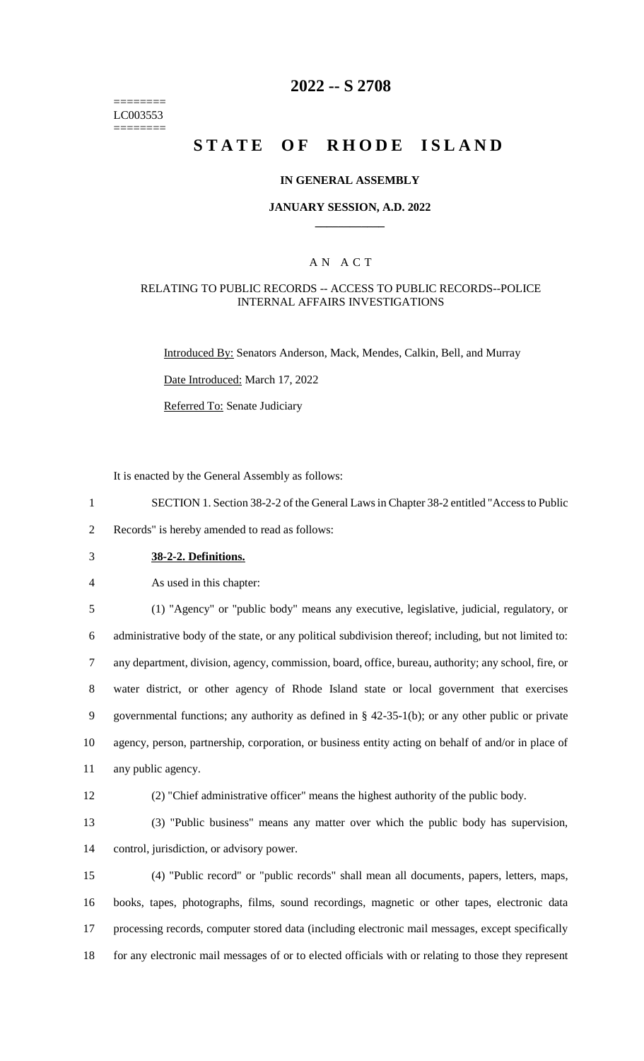# 2022 -- S 2708

========
LC003553
========

# STATE OF RHODE ISLAND

### IN GENERAL ASSEMBLY

### JANUARY SESSION, A.D. 2022

____________

### A N A C T

### RELATING TO PUBLIC RECORDS -- ACCESS TO PUBLIC RECORDS--POLICE INTERNAL AFFAIRS INVESTIGATIONS

Introduced By: Senators Anderson, Mack, Mendes, Calkin, Bell, and Murray

Date Introduced: March 17, 2022

Referred To: Senate Judiciary

It is enacted by the General Assembly as follows:

1 SECTION 1. Section 38-2-2 of the General Laws in Chapter 38-2 entitled "Access to Public
2 Records" is hereby amended to read as follows:

3 **38-2-2. Definitions.**

4 As used in this chapter:

5 (1) "Agency" or "public body" means any executive, legislative, judicial, regulatory, or
6 administrative body of the state, or any political subdivision thereof; including, but not limited to:
7 any department, division, agency, commission, board, office, bureau, authority; any school, fire, or
8 water district, or other agency of Rhode Island state or local government that exercises
9 governmental functions; any authority as defined in § 42-35-1(b); or any other public or private
10 agency, person, partnership, corporation, or business entity acting on behalf of and/or in place of
11 any public agency.

12 (2) "Chief administrative officer" means the highest authority of the public body.

13 (3) "Public business" means any matter over which the public body has supervision,
14 control, jurisdiction, or advisory power.

15 (4) "Public record" or "public records" shall mean all documents, papers, letters, maps,
16 books, tapes, photographs, films, sound recordings, magnetic or other tapes, electronic data
17 processing records, computer stored data (including electronic mail messages, except specifically
18 for any electronic mail messages of or to elected officials with or relating to those they represent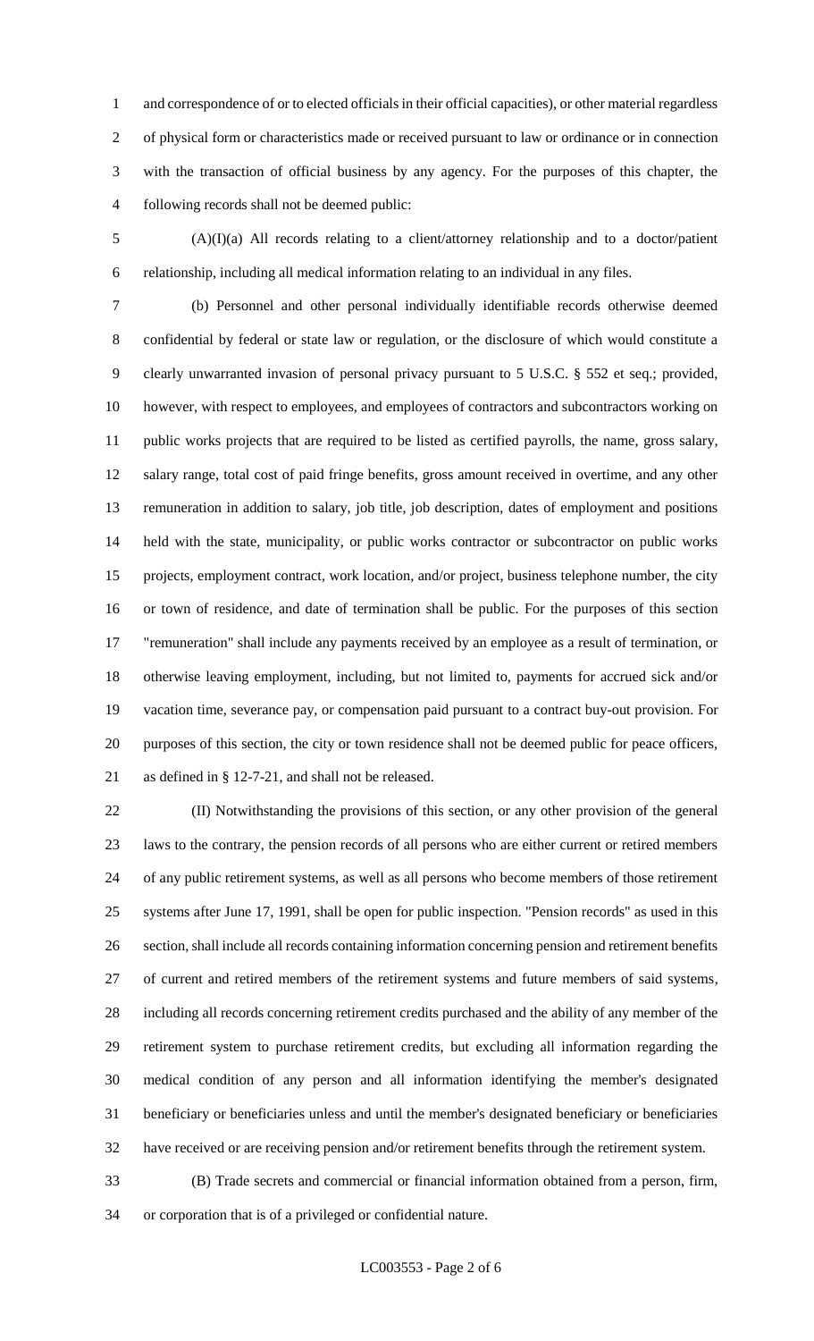and correspondence of or to elected officials in their official capacities), or other material regardless of physical form or characteristics made or received pursuant to law or ordinance or in connection with the transaction of official business by any agency. For the purposes of this chapter, the following records shall not be deemed public:

(A)(I)(a) All records relating to a client/attorney relationship and to a doctor/patient relationship, including all medical information relating to an individual in any files.

(b) Personnel and other personal individually identifiable records otherwise deemed confidential by federal or state law or regulation, or the disclosure of which would constitute a clearly unwarranted invasion of personal privacy pursuant to 5 U.S.C. § 552 et seq.; provided, however, with respect to employees, and employees of contractors and subcontractors working on public works projects that are required to be listed as certified payrolls, the name, gross salary, salary range, total cost of paid fringe benefits, gross amount received in overtime, and any other remuneration in addition to salary, job title, job description, dates of employment and positions held with the state, municipality, or public works contractor or subcontractor on public works projects, employment contract, work location, and/or project, business telephone number, the city or town of residence, and date of termination shall be public. For the purposes of this section "remuneration" shall include any payments received by an employee as a result of termination, or otherwise leaving employment, including, but not limited to, payments for accrued sick and/or vacation time, severance pay, or compensation paid pursuant to a contract buy-out provision. For purposes of this section, the city or town residence shall not be deemed public for peace officers, as defined in § 12-7-21, and shall not be released.

(II) Notwithstanding the provisions of this section, or any other provision of the general laws to the contrary, the pension records of all persons who are either current or retired members of any public retirement systems, as well as all persons who become members of those retirement systems after June 17, 1991, shall be open for public inspection. "Pension records" as used in this section, shall include all records containing information concerning pension and retirement benefits of current and retired members of the retirement systems and future members of said systems, including all records concerning retirement credits purchased and the ability of any member of the retirement system to purchase retirement credits, but excluding all information regarding the medical condition of any person and all information identifying the member's designated beneficiary or beneficiaries unless and until the member's designated beneficiary or beneficiaries have received or are receiving pension and/or retirement benefits through the retirement system.

(B) Trade secrets and commercial or financial information obtained from a person, firm, or corporation that is of a privileged or confidential nature.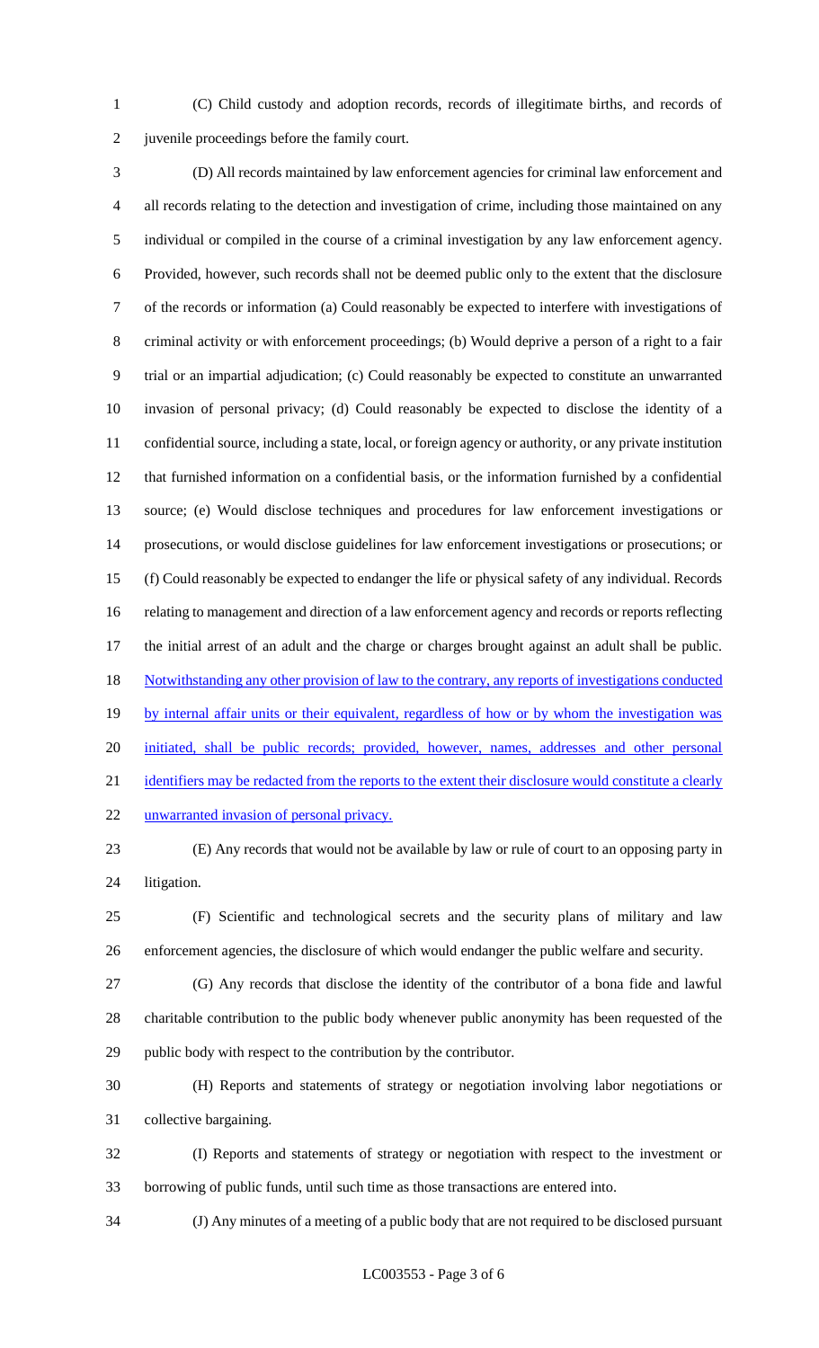(C) Child custody and adoption records, records of illegitimate births, and records of juvenile proceedings before the family court.

(D) All records maintained by law enforcement agencies for criminal law enforcement and all records relating to the detection and investigation of crime, including those maintained on any individual or compiled in the course of a criminal investigation by any law enforcement agency. Provided, however, such records shall not be deemed public only to the extent that the disclosure of the records or information (a) Could reasonably be expected to interfere with investigations of criminal activity or with enforcement proceedings; (b) Would deprive a person of a right to a fair trial or an impartial adjudication; (c) Could reasonably be expected to constitute an unwarranted invasion of personal privacy; (d) Could reasonably be expected to disclose the identity of a confidential source, including a state, local, or foreign agency or authority, or any private institution that furnished information on a confidential basis, or the information furnished by a confidential source; (e) Would disclose techniques and procedures for law enforcement investigations or prosecutions, or would disclose guidelines for law enforcement investigations or prosecutions; or (f) Could reasonably be expected to endanger the life or physical safety of any individual. Records relating to management and direction of a law enforcement agency and records or reports reflecting the initial arrest of an adult and the charge or charges brought against an adult shall be public. <u>Notwithstanding any other provision of law to the contrary, any reports of investigations conducted by internal affair units or their equivalent, regardless of how or by whom the investigation was initiated, shall be public records; provided, however, names, addresses and other personal identifiers may be redacted from the reports to the extent their disclosure would constitute a clearly unwarranted invasion of personal privacy.</u>

(E) Any records that would not be available by law or rule of court to an opposing party in litigation.

(F) Scientific and technological secrets and the security plans of military and law enforcement agencies, the disclosure of which would endanger the public welfare and security.

(G) Any records that disclose the identity of the contributor of a bona fide and lawful charitable contribution to the public body whenever public anonymity has been requested of the public body with respect to the contribution by the contributor.

(H) Reports and statements of strategy or negotiation involving labor negotiations or collective bargaining.

(I) Reports and statements of strategy or negotiation with respect to the investment or borrowing of public funds, until such time as those transactions are entered into.

(J) Any minutes of a meeting of a public body that are not required to be disclosed pursuant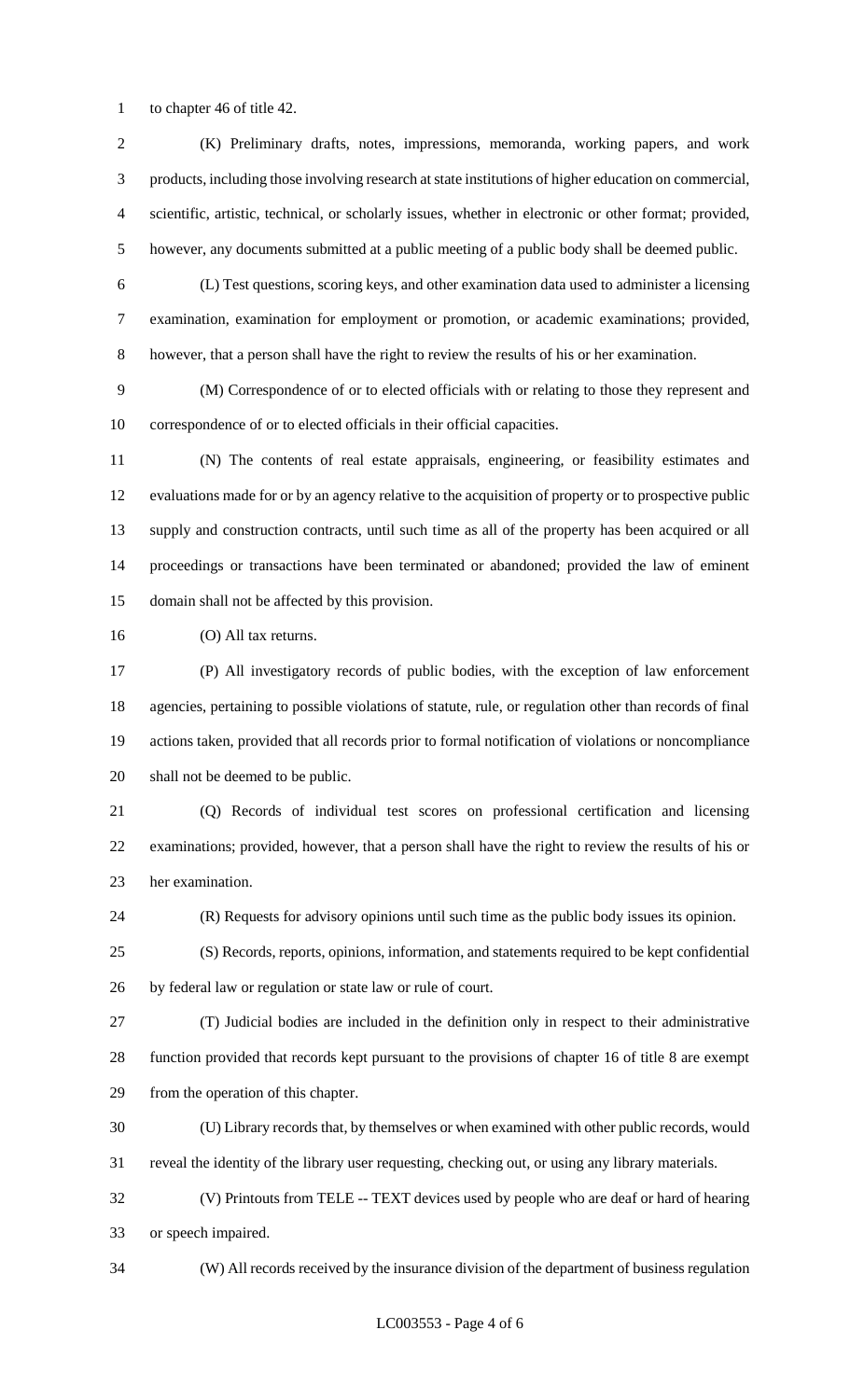to chapter 46 of title 42.

(K) Preliminary drafts, notes, impressions, memoranda, working papers, and work products, including those involving research at state institutions of higher education on commercial, scientific, artistic, technical, or scholarly issues, whether in electronic or other format; provided, however, any documents submitted at a public meeting of a public body shall be deemed public.

(L) Test questions, scoring keys, and other examination data used to administer a licensing examination, examination for employment or promotion, or academic examinations; provided, however, that a person shall have the right to review the results of his or her examination.

(M) Correspondence of or to elected officials with or relating to those they represent and correspondence of or to elected officials in their official capacities.

(N) The contents of real estate appraisals, engineering, or feasibility estimates and evaluations made for or by an agency relative to the acquisition of property or to prospective public supply and construction contracts, until such time as all of the property has been acquired or all proceedings or transactions have been terminated or abandoned; provided the law of eminent domain shall not be affected by this provision.

(O) All tax returns.

(P) All investigatory records of public bodies, with the exception of law enforcement agencies, pertaining to possible violations of statute, rule, or regulation other than records of final actions taken, provided that all records prior to formal notification of violations or noncompliance shall not be deemed to be public.

(Q) Records of individual test scores on professional certification and licensing examinations; provided, however, that a person shall have the right to review the results of his or her examination.

(R) Requests for advisory opinions until such time as the public body issues its opinion.

(S) Records, reports, opinions, information, and statements required to be kept confidential by federal law or regulation or state law or rule of court.

(T) Judicial bodies are included in the definition only in respect to their administrative function provided that records kept pursuant to the provisions of chapter 16 of title 8 are exempt from the operation of this chapter.

(U) Library records that, by themselves or when examined with other public records, would reveal the identity of the library user requesting, checking out, or using any library materials.

(V) Printouts from TELE -- TEXT devices used by people who are deaf or hard of hearing or speech impaired.

(W) All records received by the insurance division of the department of business regulation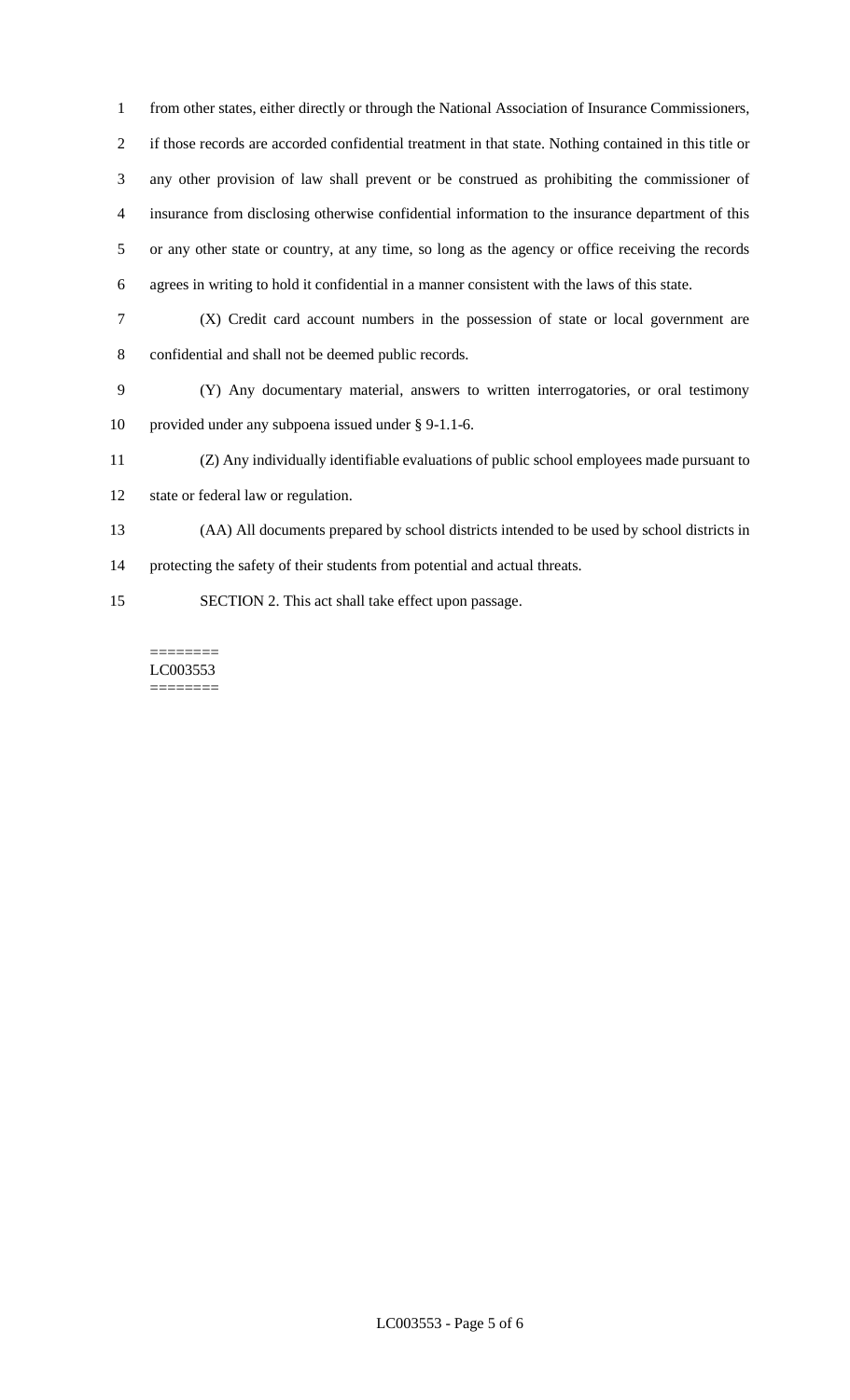from other states, either directly or through the National Association of Insurance Commissioners, if those records are accorded confidential treatment in that state. Nothing contained in this title or any other provision of law shall prevent or be construed as prohibiting the commissioner of insurance from disclosing otherwise confidential information to the insurance department of this or any other state or country, at any time, so long as the agency or office receiving the records agrees in writing to hold it confidential in a manner consistent with the laws of this state.

(X) Credit card account numbers in the possession of state or local government are confidential and shall not be deemed public records.

(Y) Any documentary material, answers to written interrogatories, or oral testimony provided under any subpoena issued under § 9-1.1-6.

(Z) Any individually identifiable evaluations of public school employees made pursuant to state or federal law or regulation.

(AA) All documents prepared by school districts intended to be used by school districts in protecting the safety of their students from potential and actual threats.

SECTION 2. This act shall take effect upon passage.

========
LC003553
========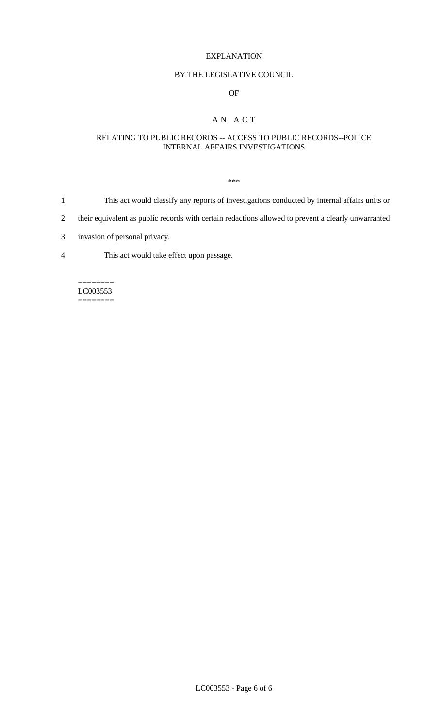EXPLANATION

BY THE LEGISLATIVE COUNCIL

OF

A N A C T

RELATING TO PUBLIC RECORDS -- ACCESS TO PUBLIC RECORDS--POLICE INTERNAL AFFAIRS INVESTIGATIONS

\*\*\*

1 This act would classify any reports of investigations conducted by internal affairs units or
2 their equivalent as public records with certain redactions allowed to prevent a clearly unwarranted
3 invasion of personal privacy.
4 This act would take effect upon passage.

========
LC003553
========